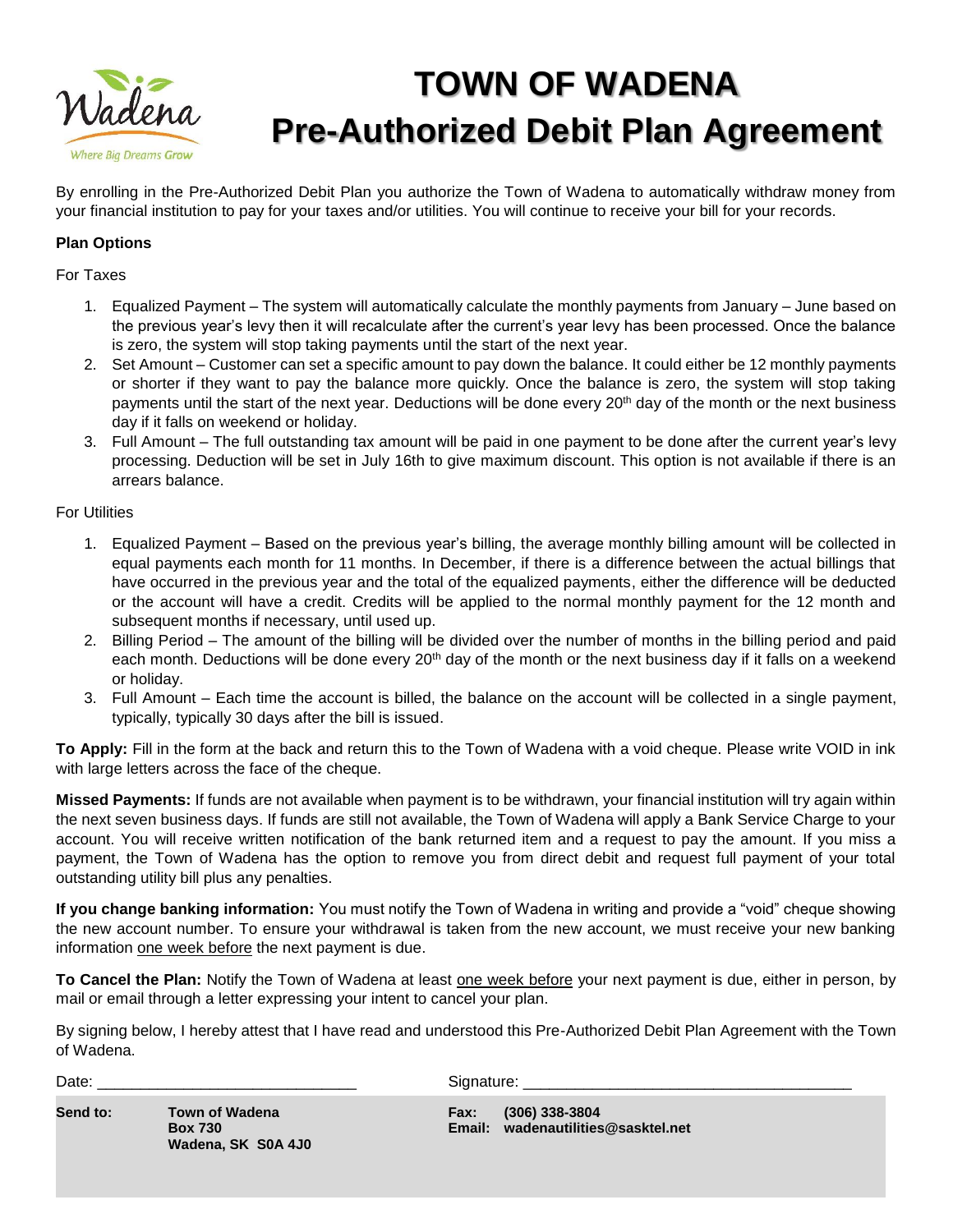# TOWN OF WADENA
# Pre-Authorized Debit Plan Agreement

By enrolling in the Pre-Authorized Debit Plan you authorize the Town of Wadena to automatically withdraw money from your financial institution to pay for your taxes and/or utilities. You will continue to receive your bill for your records.

**Plan Options**

For Taxes

1. Equalized Payment – The system will automatically calculate the monthly payments from January – June based on the previous year's levy then it will recalculate after the current's year levy has been processed. Once the balance is zero, the system will stop taking payments until the start of the next year.
2. Set Amount – Customer can set a specific amount to pay down the balance. It could either be 12 monthly payments or shorter if they want to pay the balance more quickly. Once the balance is zero, the system will stop taking payments until the start of the next year. Deductions will be done every 20th day of the month or the next business day if it falls on weekend or holiday.
3. Full Amount – The full outstanding tax amount will be paid in one payment to be done after the current year's levy processing. Deduction will be set in July 16th to give maximum discount. This option is not available if there is an arrears balance.

For Utilities

1. Equalized Payment – Based on the previous year's billing, the average monthly billing amount will be collected in equal payments each month for 11 months. In December, if there is a difference between the actual billings that have occurred in the previous year and the total of the equalized payments, either the difference will be deducted or the account will have a credit. Credits will be applied to the normal monthly payment for the 12 month and subsequent months if necessary, until used up.
2. Billing Period – The amount of the billing will be divided over the number of months in the billing period and paid each month. Deductions will be done every 20th day of the month or the next business day if it falls on a weekend or holiday.
3. Full Amount – Each time the account is billed, the balance on the account will be collected in a single payment, typically, typically 30 days after the bill is issued.

**To Apply:** Fill in the form at the back and return this to the Town of Wadena with a void cheque. Please write VOID in ink with large letters across the face of the cheque.

**Missed Payments:** If funds are not available when payment is to be withdrawn, your financial institution will try again within the next seven business days. If funds are still not available, the Town of Wadena will apply a Bank Service Charge to your account. You will receive written notification of the bank returned item and a request to pay the amount. If you miss a payment, the Town of Wadena has the option to remove you from direct debit and request full payment of your total outstanding utility bill plus any penalties.

**If you change banking information:** You must notify the Town of Wadena in writing and provide a "void" cheque showing the new account number. To ensure your withdrawal is taken from the new account, we must receive your new banking information one week before the next payment is due.

**To Cancel the Plan:** Notify the Town of Wadena at least one week before your next payment is due, either in person, by mail or email through a letter expressing your intent to cancel your plan.

By signing below, I hereby attest that I have read and understood this Pre-Authorized Debit Plan Agreement with the Town of Wadena.

Date: ______________________________ Signature: ______________________________________

**Send to:** **Town of Wadena**
**Box 730**
**Wadena, SK S0A 4J0**

**Fax: (306) 338-3804**
**Email: wadenautilities@sasktel.net**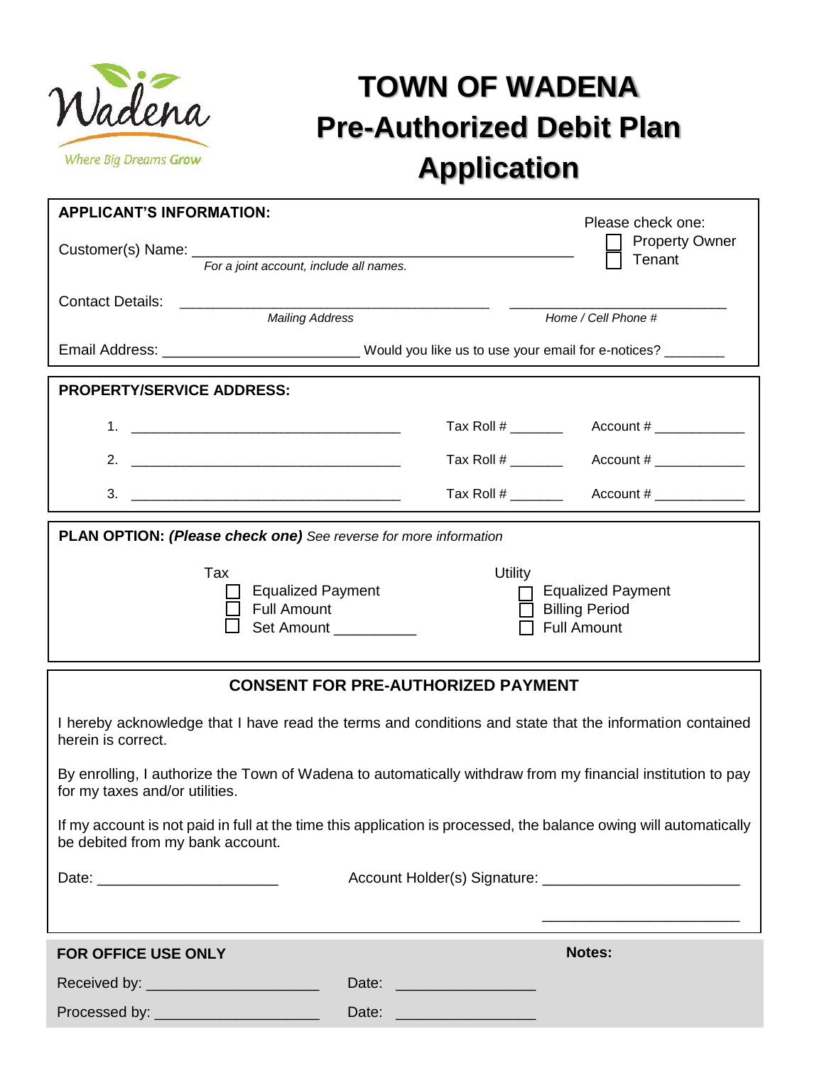Wadena

Where Big Dreams Grow

# TOWN OF WADENA Pre-Authorized Debit Plan Application

**APPLICANT'S INFORMATION:**

Please check one:
☐ Property Owner
☐ Tenant

Customer(s) Name: ______________________________________________
*For a joint account, include all names.*

Contact Details: ________________________________________ ____________________________
*Mailing Address* *Home / Cell Phone #*

Email Address: ________________________ Would you like us to use your email for e-notices? ________

**PROPERTY/SERVICE ADDRESS:**

1. ___________________________________ Tax Roll # _______ Account # ____________
2. ___________________________________ Tax Roll # _______ Account # ____________
3. ___________________________________ Tax Roll # _______ Account # ____________

**PLAN OPTION:** ***(Please check one)*** *See reverse for more information*

Tax
- ☐ Equalized Payment
- ☐ Full Amount
- ☐ Set Amount __________

Utility
- ☐ Equalized Payment
- ☐ Billing Period
- ☐ Full Amount

**CONSENT FOR PRE-AUTHORIZED PAYMENT**

I hereby acknowledge that I have read the terms and conditions and state that the information contained herein is correct.

By enrolling, I authorize the Town of Wadena to automatically withdraw from my financial institution to pay for my taxes and/or utilities.

If my account is not paid in full at the time this application is processed, the balance owing will automatically be debited from my bank account.

Date: ______________________ Account Holder(s) Signature: _______________________

_______________________

**FOR OFFICE USE ONLY**

**Notes:**

Received by: ____________________ Date: ________________

Processed by: ____________________ Date: ________________